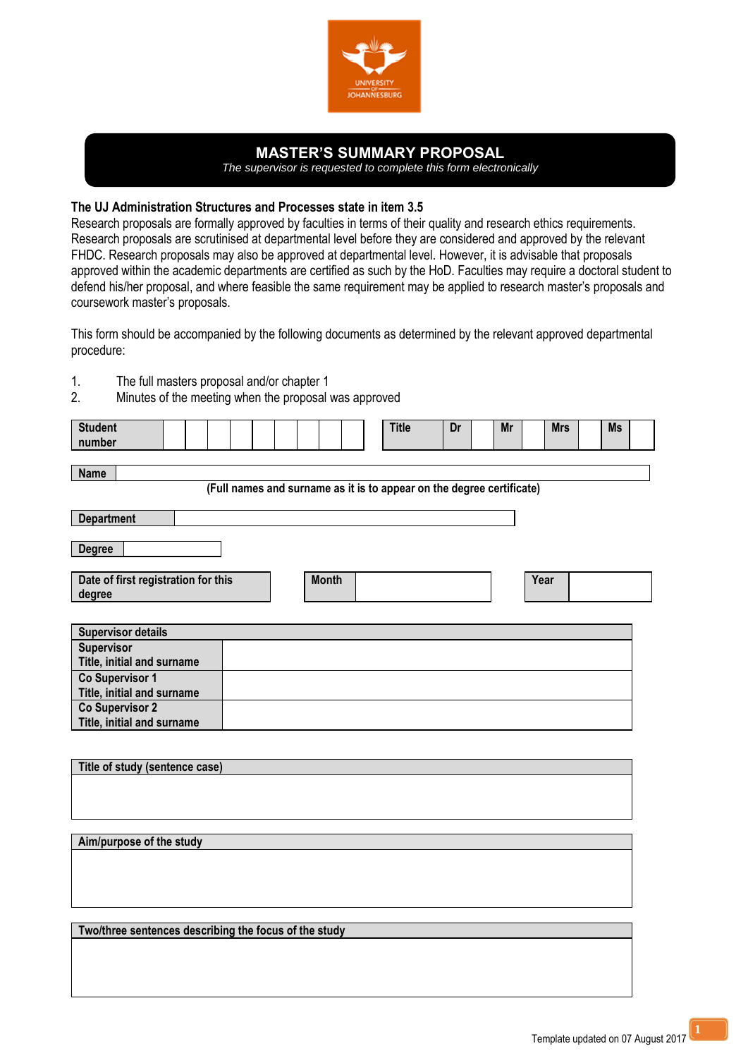# MASTER'S SUMMARY PROPOSAL

*The supervisor is requested to complete this form electronically*

**The UJ Administration Structures and Processes state in item 3.5**

Research proposals are formally approved by faculties in terms of their quality and research ethics requirements. Research proposals are scrutinised at departmental level before they are considered and approved by the relevant FHDC. Research proposals may also be approved at departmental level. However, it is advisable that proposals approved within the academic departments are certified as such by the HoD. Faculties may require a doctoral student to defend his/her proposal, and where feasible the same requirement may be applied to research master's proposals and coursework master's proposals.

This form should be accompanied by the following documents as determined by the relevant approved departmental procedure:

1. The full masters proposal and/or chapter 1
2. Minutes of the meeting when the proposal was approved

| Student number | | | | | | | | | | Title | Dr | | Mr | | Mrs | | Ms | |
|---|---|---|---|---|---|---|---|---|---|---|---|---|---|---|---|---|---|---|

| Name | |
|---|---|

**(Full names and surname as it is to appear on the degree certificate)**

| Department | |
|---|---|

| Degree | |
|---|---|

| Date of first registration for this degree | Month | | Year | |
|---|---|---|---|---|

| Supervisor details | |
|---|---|
| Supervisor<br>Title, initial and surname | |
| Co Supervisor 1<br>Title, initial and surname | |
| Co Supervisor 2<br>Title, initial and surname | |

| Title of study (sentence case) |
|---|
| |

| Aim/purpose of the study |
|---|
| |

| Two/three sentences describing the focus of the study |
|---|
| |

Template updated on 07 August 2017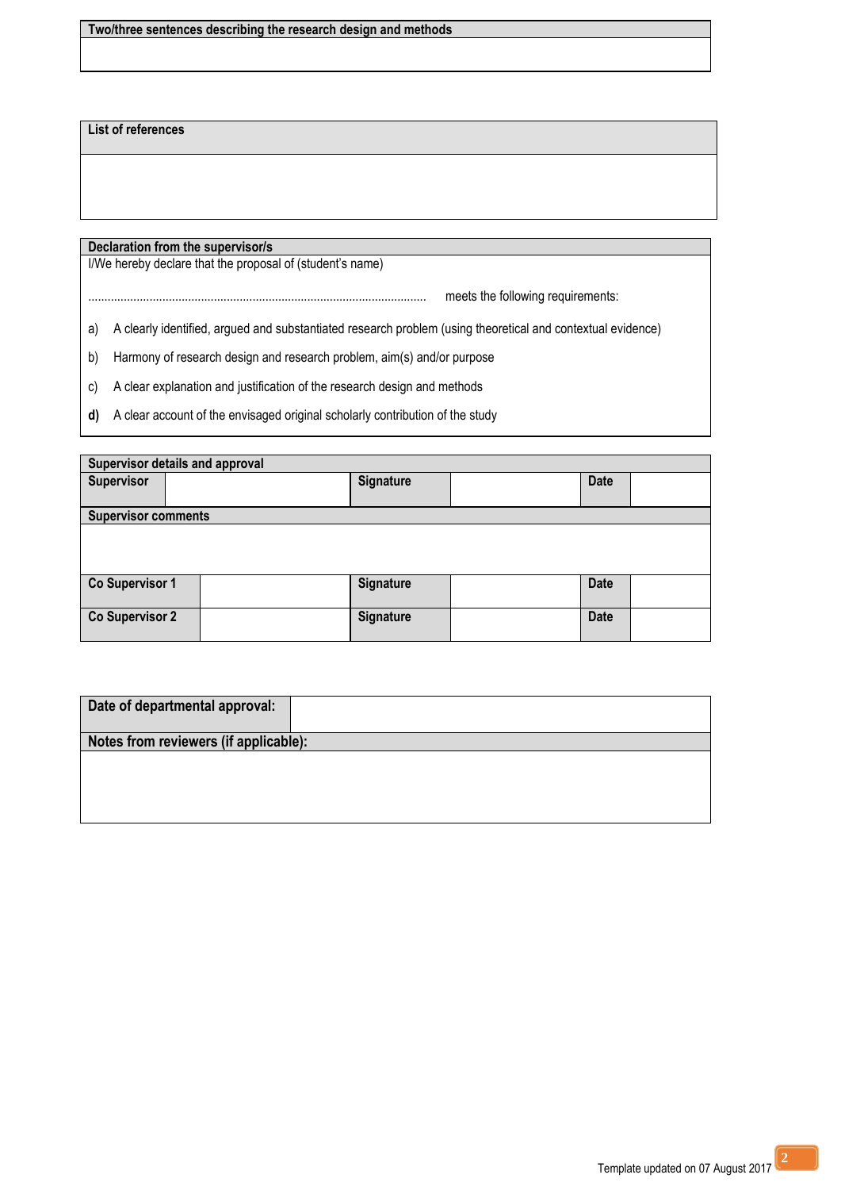| Two/three sentences describing the research design and methods |
| --- |
| |

| List of references |
| --- |
| |

| Declaration from the supervisor/s |
| --- |
| I/We hereby declare that the proposal of (student's name) |
| ........................................................................................................ meets the following requirements: |
| a) A clearly identified, argued and substantiated research problem (using theoretical and contextual evidence) |
| b) Harmony of research design and research problem, aim(s) and/or purpose |
| c) A clear explanation and justification of the research design and methods |
| **d)** A clear account of the envisaged original scholarly contribution of the study |

| Supervisor details and approval | | | | | |
| --- | --- | --- | --- | --- | --- |
| **Supervisor** | | **Signature** | | **Date** | |
| **Supervisor comments** | | | | | |
| | | | | | |
| **Co Supervisor 1** | | **Signature** | | **Date** | |
| **Co Supervisor 2** | | **Signature** | | **Date** | |

| Date of departmental approval: | |
| --- | --- |
| **Notes from reviewers (if applicable):** | |
| | |

Template updated on 07 August 2017